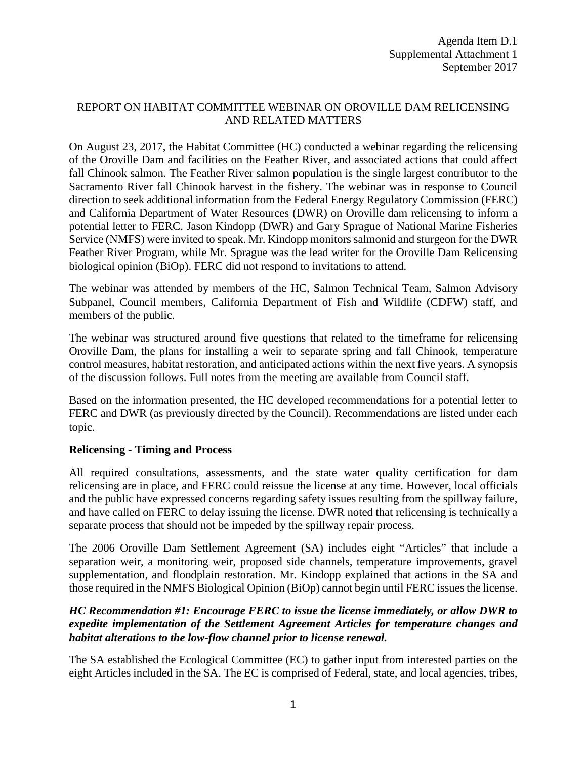Agenda Item D.1
Supplemental Attachment 1
September 2017

# REPORT ON HABITAT COMMITTEE WEBINAR ON OROVILLE DAM RELICENSING AND RELATED MATTERS

On August 23, 2017, the Habitat Committee (HC) conducted a webinar regarding the relicensing of the Oroville Dam and facilities on the Feather River, and associated actions that could affect fall Chinook salmon. The Feather River salmon population is the single largest contributor to the Sacramento River fall Chinook harvest in the fishery. The webinar was in response to Council direction to seek additional information from the Federal Energy Regulatory Commission (FERC) and California Department of Water Resources (DWR) on Oroville dam relicensing to inform a potential letter to FERC. Jason Kindopp (DWR) and Gary Sprague of National Marine Fisheries Service (NMFS) were invited to speak. Mr. Kindopp monitors salmonid and sturgeon for the DWR Feather River Program, while Mr. Sprague was the lead writer for the Oroville Dam Relicensing biological opinion (BiOp). FERC did not respond to invitations to attend.

The webinar was attended by members of the HC, Salmon Technical Team, Salmon Advisory Subpanel, Council members, California Department of Fish and Wildlife (CDFW) staff, and members of the public.

The webinar was structured around five questions that related to the timeframe for relicensing Oroville Dam, the plans for installing a weir to separate spring and fall Chinook, temperature control measures, habitat restoration, and anticipated actions within the next five years. A synopsis of the discussion follows. Full notes from the meeting are available from Council staff.

Based on the information presented, the HC developed recommendations for a potential letter to FERC and DWR (as previously directed by the Council). Recommendations are listed under each topic.

## Relicensing - Timing and Process

All required consultations, assessments, and the state water quality certification for dam relicensing are in place, and FERC could reissue the license at any time. However, local officials and the public have expressed concerns regarding safety issues resulting from the spillway failure, and have called on FERC to delay issuing the license. DWR noted that relicensing is technically a separate process that should not be impeded by the spillway repair process.

The 2006 Oroville Dam Settlement Agreement (SA) includes eight "Articles" that include a separation weir, a monitoring weir, proposed side channels, temperature improvements, gravel supplementation, and floodplain restoration. Mr. Kindopp explained that actions in the SA and those required in the NMFS Biological Opinion (BiOp) cannot begin until FERC issues the license.

***HC Recommendation #1: Encourage FERC to issue the license immediately, or allow DWR to expedite implementation of the Settlement Agreement Articles for temperature changes and habitat alterations to the low-flow channel prior to license renewal.***

The SA established the Ecological Committee (EC) to gather input from interested parties on the eight Articles included in the SA. The EC is comprised of Federal, state, and local agencies, tribes,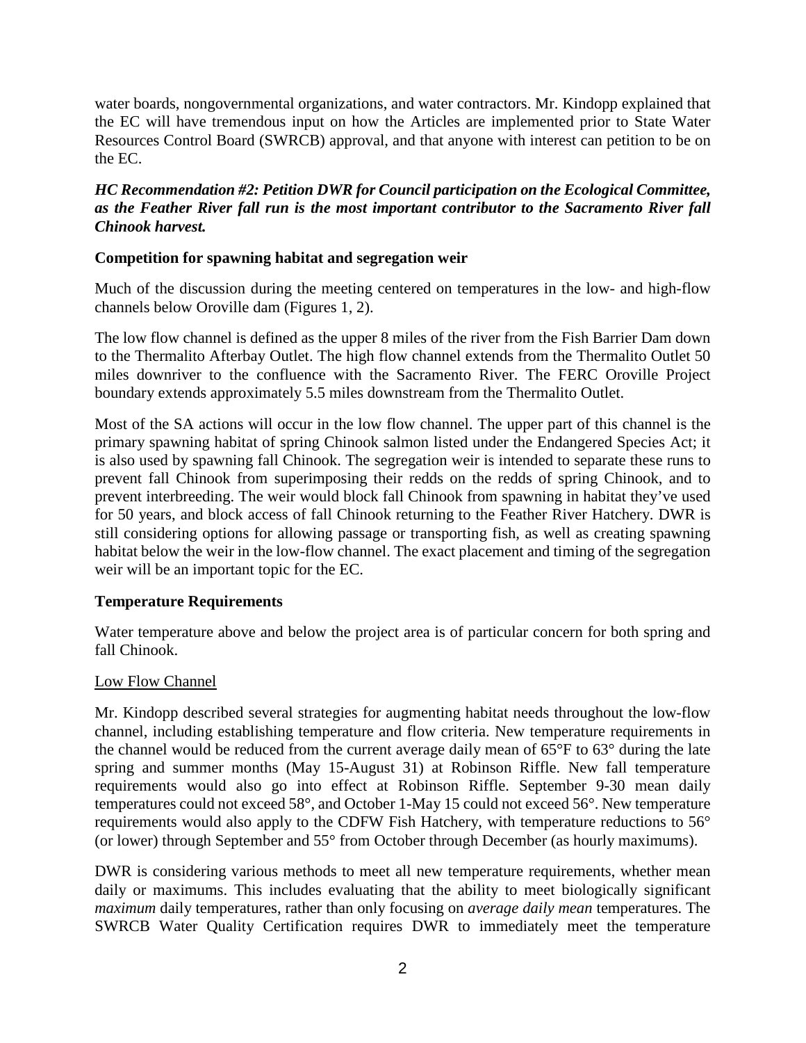water boards, nongovernmental organizations, and water contractors. Mr. Kindopp explained that the EC will have tremendous input on how the Articles are implemented prior to State Water Resources Control Board (SWRCB) approval, and that anyone with interest can petition to be on the EC.

***HC Recommendation #2: Petition DWR for Council participation on the Ecological Committee, as the Feather River fall run is the most important contributor to the Sacramento River fall Chinook harvest.***

**Competition for spawning habitat and segregation weir**

Much of the discussion during the meeting centered on temperatures in the low- and high-flow channels below Oroville dam (Figures 1, 2).

The low flow channel is defined as the upper 8 miles of the river from the Fish Barrier Dam down to the Thermalito Afterbay Outlet. The high flow channel extends from the Thermalito Outlet 50 miles downriver to the confluence with the Sacramento River. The FERC Oroville Project boundary extends approximately 5.5 miles downstream from the Thermalito Outlet.

Most of the SA actions will occur in the low flow channel. The upper part of this channel is the primary spawning habitat of spring Chinook salmon listed under the Endangered Species Act; it is also used by spawning fall Chinook. The segregation weir is intended to separate these runs to prevent fall Chinook from superimposing their redds on the redds of spring Chinook, and to prevent interbreeding. The weir would block fall Chinook from spawning in habitat they've used for 50 years, and block access of fall Chinook returning to the Feather River Hatchery. DWR is still considering options for allowing passage or transporting fish, as well as creating spawning habitat below the weir in the low-flow channel. The exact placement and timing of the segregation weir will be an important topic for the EC.

**Temperature Requirements**

Water temperature above and below the project area is of particular concern for both spring and fall Chinook.

<u>Low Flow Channel</u>

Mr. Kindopp described several strategies for augmenting habitat needs throughout the low-flow channel, including establishing temperature and flow criteria. New temperature requirements in the channel would be reduced from the current average daily mean of 65°F to 63° during the late spring and summer months (May 15-August 31) at Robinson Riffle. New fall temperature requirements would also go into effect at Robinson Riffle. September 9-30 mean daily temperatures could not exceed 58°, and October 1-May 15 could not exceed 56°. New temperature requirements would also apply to the CDFW Fish Hatchery, with temperature reductions to 56° (or lower) through September and 55° from October through December (as hourly maximums).

DWR is considering various methods to meet all new temperature requirements, whether mean daily or maximums. This includes evaluating that the ability to meet biologically significant *maximum* daily temperatures, rather than only focusing on *average daily mean* temperatures. The SWRCB Water Quality Certification requires DWR to immediately meet the temperature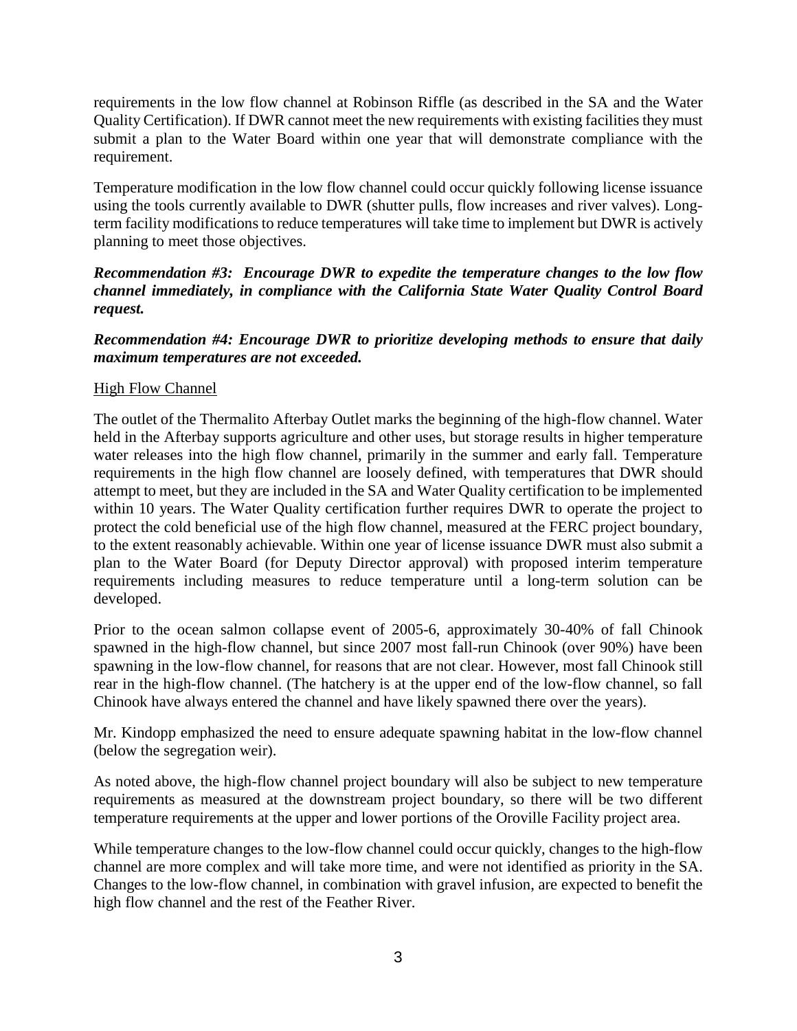requirements in the low flow channel at Robinson Riffle (as described in the SA and the Water Quality Certification). If DWR cannot meet the new requirements with existing facilities they must submit a plan to the Water Board within one year that will demonstrate compliance with the requirement.

Temperature modification in the low flow channel could occur quickly following license issuance using the tools currently available to DWR (shutter pulls, flow increases and river valves). Long-term facility modifications to reduce temperatures will take time to implement but DWR is actively planning to meet those objectives.

***Recommendation #3: Encourage DWR to expedite the temperature changes to the low flow channel immediately, in compliance with the California State Water Quality Control Board request.***

***Recommendation #4: Encourage DWR to prioritize developing methods to ensure that daily maximum temperatures are not exceeded.***

<u>High Flow Channel</u>

The outlet of the Thermalito Afterbay Outlet marks the beginning of the high-flow channel. Water held in the Afterbay supports agriculture and other uses, but storage results in higher temperature water releases into the high flow channel, primarily in the summer and early fall. Temperature requirements in the high flow channel are loosely defined, with temperatures that DWR should attempt to meet, but they are included in the SA and Water Quality certification to be implemented within 10 years. The Water Quality certification further requires DWR to operate the project to protect the cold beneficial use of the high flow channel, measured at the FERC project boundary, to the extent reasonably achievable. Within one year of license issuance DWR must also submit a plan to the Water Board (for Deputy Director approval) with proposed interim temperature requirements including measures to reduce temperature until a long-term solution can be developed.

Prior to the ocean salmon collapse event of 2005-6, approximately 30-40% of fall Chinook spawned in the high-flow channel, but since 2007 most fall-run Chinook (over 90%) have been spawning in the low-flow channel, for reasons that are not clear. However, most fall Chinook still rear in the high-flow channel. (The hatchery is at the upper end of the low-flow channel, so fall Chinook have always entered the channel and have likely spawned there over the years).

Mr. Kindopp emphasized the need to ensure adequate spawning habitat in the low-flow channel (below the segregation weir).

As noted above, the high-flow channel project boundary will also be subject to new temperature requirements as measured at the downstream project boundary, so there will be two different temperature requirements at the upper and lower portions of the Oroville Facility project area.

While temperature changes to the low-flow channel could occur quickly, changes to the high-flow channel are more complex and will take more time, and were not identified as priority in the SA. Changes to the low-flow channel, in combination with gravel infusion, are expected to benefit the high flow channel and the rest of the Feather River.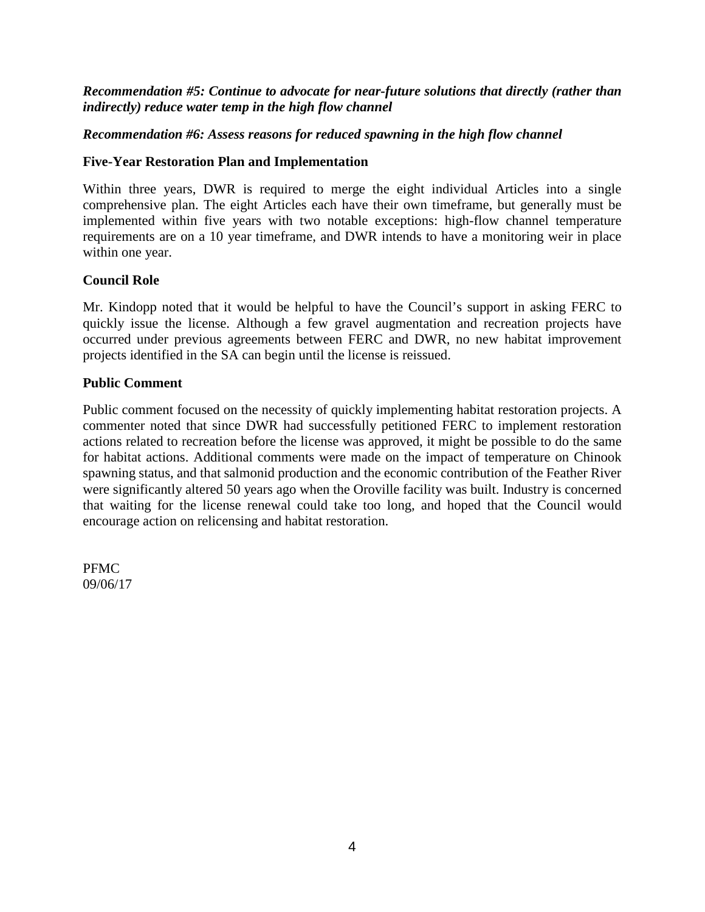***Recommendation #5: Continue to advocate for near-future solutions that directly (rather than indirectly) reduce water temp in the high flow channel***

***Recommendation #6: Assess reasons for reduced spawning in the high flow channel***

**Five-Year Restoration Plan and Implementation**

Within three years, DWR is required to merge the eight individual Articles into a single comprehensive plan. The eight Articles each have their own timeframe, but generally must be implemented within five years with two notable exceptions: high-flow channel temperature requirements are on a 10 year timeframe, and DWR intends to have a monitoring weir in place within one year.

**Council Role**

Mr. Kindopp noted that it would be helpful to have the Council's support in asking FERC to quickly issue the license. Although a few gravel augmentation and recreation projects have occurred under previous agreements between FERC and DWR, no new habitat improvement projects identified in the SA can begin until the license is reissued.

**Public Comment**

Public comment focused on the necessity of quickly implementing habitat restoration projects. A commenter noted that since DWR had successfully petitioned FERC to implement restoration actions related to recreation before the license was approved, it might be possible to do the same for habitat actions. Additional comments were made on the impact of temperature on Chinook spawning status, and that salmonid production and the economic contribution of the Feather River were significantly altered 50 years ago when the Oroville facility was built. Industry is concerned that waiting for the license renewal could take too long, and hoped that the Council would encourage action on relicensing and habitat restoration.

PFMC
09/06/17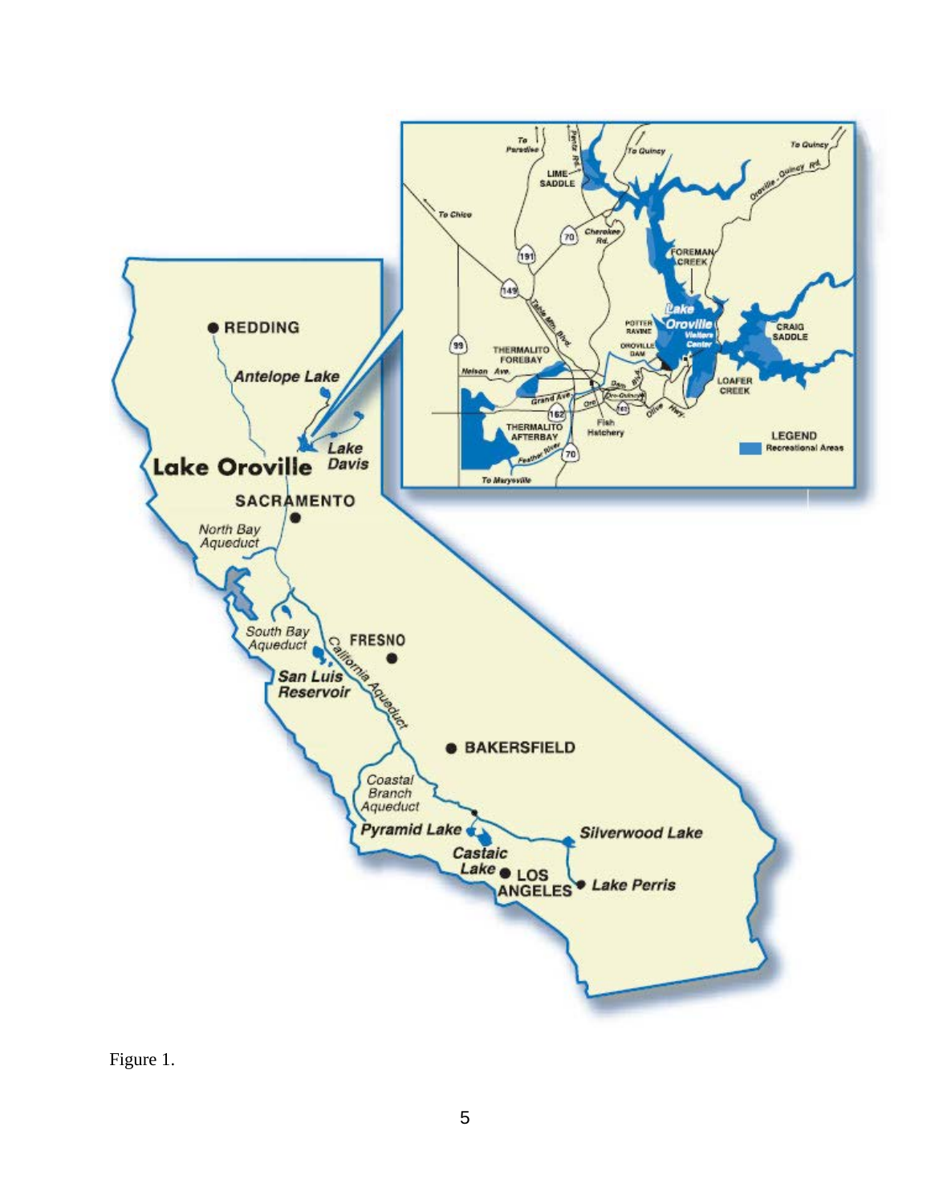Figure 1.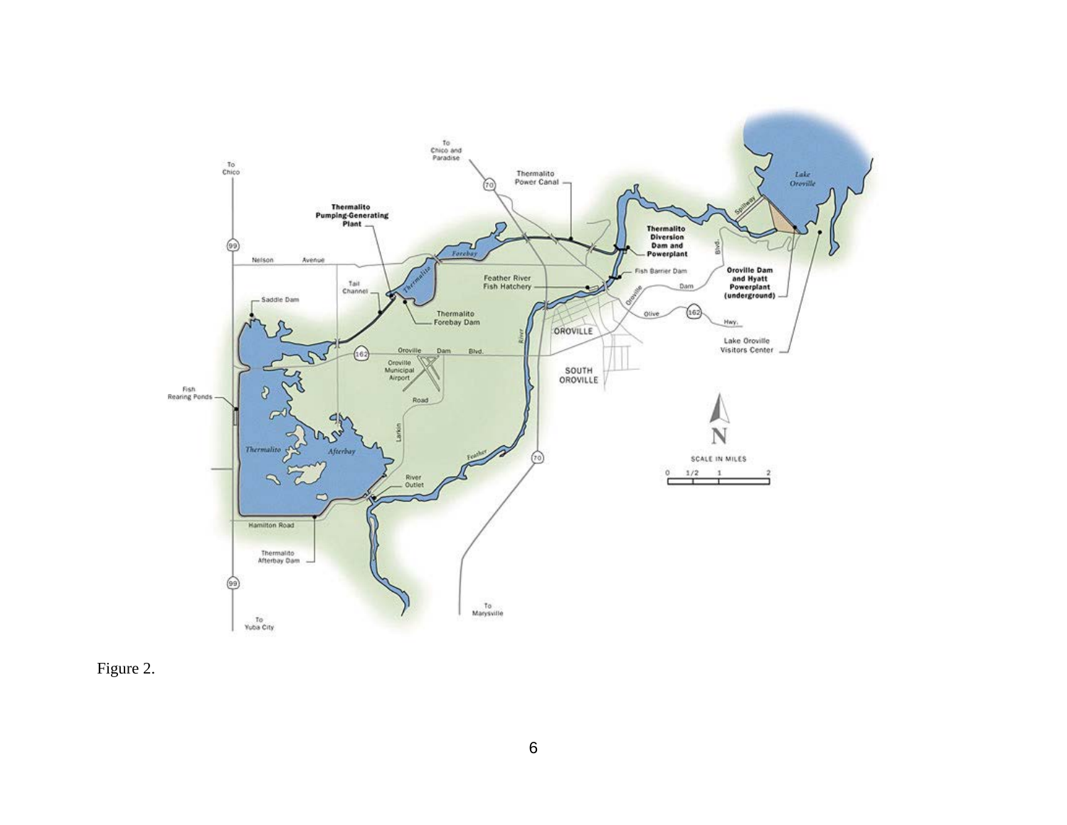To
Chico

To
Chico and
Paradise

Thermalito
Power Canal

Lake
Oroville

Spillway

Thermalito
Pumping-Generating
Plant

Thermalito
Diversion
Dam and
Powerplant

Blvd.

99

70

Nelson Avenue

Forebay

Thermalito

Fish Barrier Dam

Oroville Dam
and Hyatt
Powerplant
(underground)

Tail
Channel

Feather River
Fish Hatchery

Oroville

Dam

Saddle Dam

Thermalito
Forebay Dam

Olive

162

Hwy.

River

OROVILLE

Lake Oroville
Visitors Center

162

Oroville Dam Blvd.

Oroville
Municipal
Airport

SOUTH
OROVILLE

Fish
Rearing Ponds

Road

Larkin

N

Thermalito Afterbay

Feather

70

SCALE IN MILES

0 1/2 1 2

River
Outlet

Hamilton Road

Thermalito
Afterbay Dam

99

To
Yuba City

To
Marysville

Figure 2.